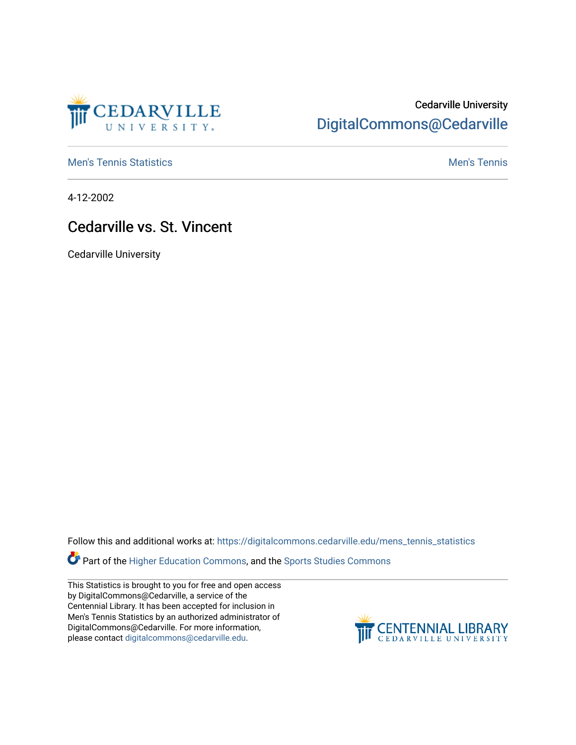Cedarville University
DigitalCommons@Cedarville

Men's Tennis Statistics | Men's Tennis

4-12-2002

# Cedarville vs. St. Vincent

Cedarville University

Follow this and additional works at: https://digitalcommons.cedarville.edu/mens_tennis_statistics

Part of the Higher Education Commons, and the Sports Studies Commons

This Statistics is brought to you for free and open access by DigitalCommons@Cedarville, a service of the Centennial Library. It has been accepted for inclusion in Men's Tennis Statistics by an authorized administrator of DigitalCommons@Cedarville. For more information, please contact digitalcommons@cedarville.edu.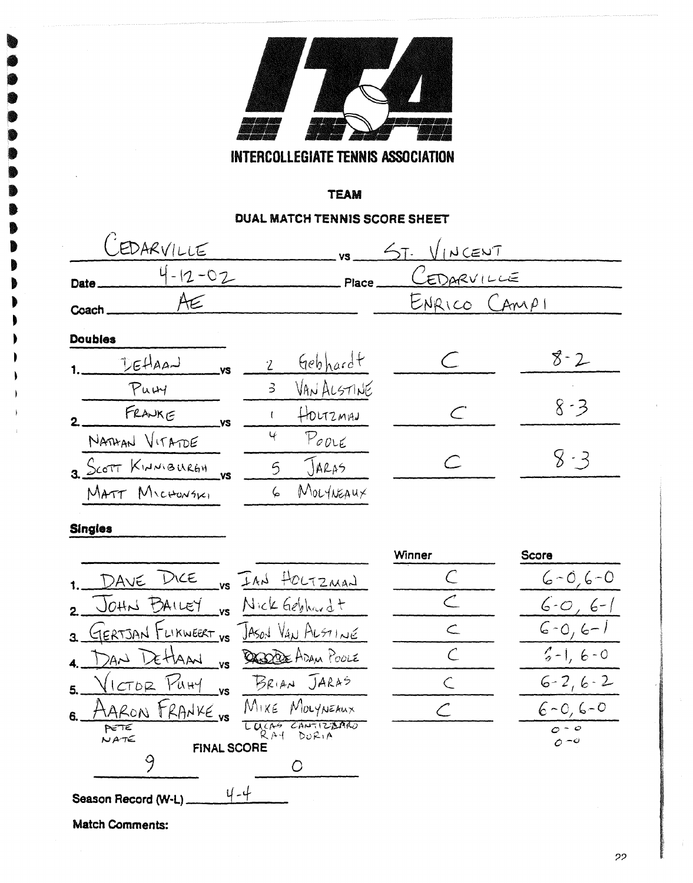# INTERCOLLEGIATE TENNIS ASSOCIATION

## TEAM

## DUAL MATCH TENNIS SCORE SHEET

CEDARVILLE vs ST. VINCENT

Date 4-12-02 Place CEDARVILLE

Coach AE ENRICO CAMPI

### Doubles

| | | | | |
|---|---|---|---|---|
| 1. | DEHAAN / PUHY | vs | 2 Gebhardt / 3 VAN ALSTINE | C | 8-2 |
| 2. | FRANKE / NATHAN VITATOE | vs | 1 HOLTZMAN / 4 POOLE | C | 8-3 |
| 3. | SCOTT KINNIBURGH / MATT MICHOWSKI | vs | 5 JARAS / 6 MOLYNEAUX | C | 8-3 |

### Singles

| | | | | Winner | Score |
|---|---|---|---|---|---|
| 1. | DAVE DICE | vs | IAN HOLTZMAN | C | 6-0, 6-0 |
| 2. | JOHN BAILEY | vs | Nick Gebhardt | C | 6-0, 6-1 |
| 3. | GERTJAN FLIKWEERT | vs | JASON VAN ALSTINE | C | 6-0, 6-1 |
| 4. | DAN DEHAAN | vs | ADAM POOLE | C | 6-1, 6-0 |
| 5. | VICTOR PUHY | vs | BRIAN JARAS | C | 6-2, 6-2 |
| 6. | AARON FRANKE | vs | MIKE MOLYNEAUX | C | 6-0, 6-0 |
| | PETE | | LUCAS CANTIZZARO | | 0-0 |
| | NATE | | RAY DORIA | | 0-0 |

FINAL SCORE

9 0

Season Record (W-L) 4-4

Match Comments: